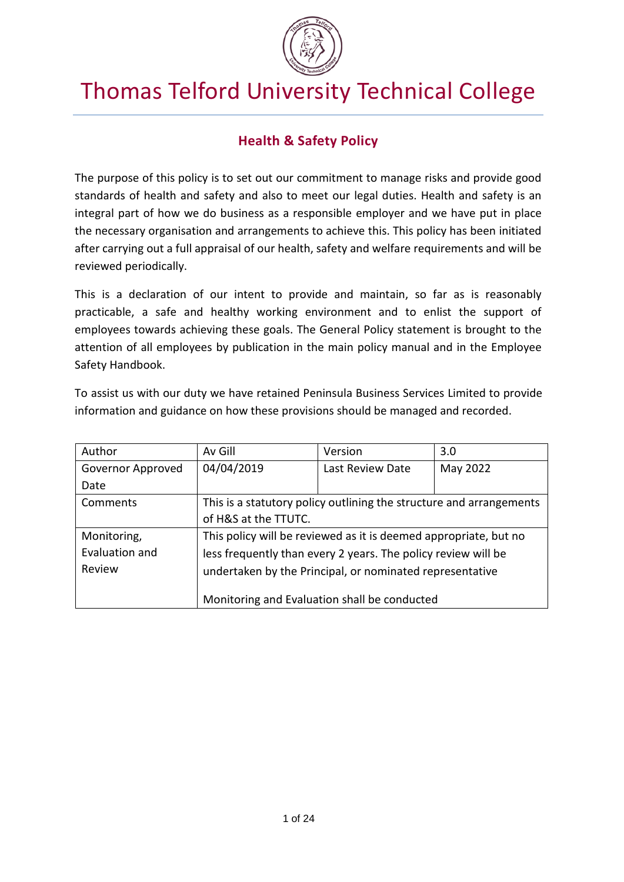# Thomas Telford University Technical College

## Health & Safety Policy

The purpose of this policy is to set out our commitment to manage risks and provide good standards of health and safety and also to meet our legal duties. Health and safety is an integral part of how we do business as a responsible employer and we have put in place the necessary organisation and arrangements to achieve this. This policy has been initiated after carrying out a full appraisal of our health, safety and welfare requirements and will be reviewed periodically.

This is a declaration of our intent to provide and maintain, so far as is reasonably practicable, a safe and healthy working environment and to enlist the support of employees towards achieving these goals. The General Policy statement is brought to the attention of all employees by publication in the main policy manual and in the Employee Safety Handbook.

To assist us with our duty we have retained Peninsula Business Services Limited to provide information and guidance on how these provisions should be managed and recorded.

| | | | |
|---|---|---|---|
| Author | Av Gill | Version | 3.0 |
| Governor Approved Date | 04/04/2019 | Last Review Date | May 2022 |
| Comments | This is a statutory policy outlining the structure and arrangements of H&S at the TTUTC. | | |
| Monitoring, Evaluation and Review | This policy will be reviewed as it is deemed appropriate, but no less frequently than every 2 years. The policy review will be undertaken by the Principal, or nominated representative<br><br>Monitoring and Evaluation shall be conducted | | |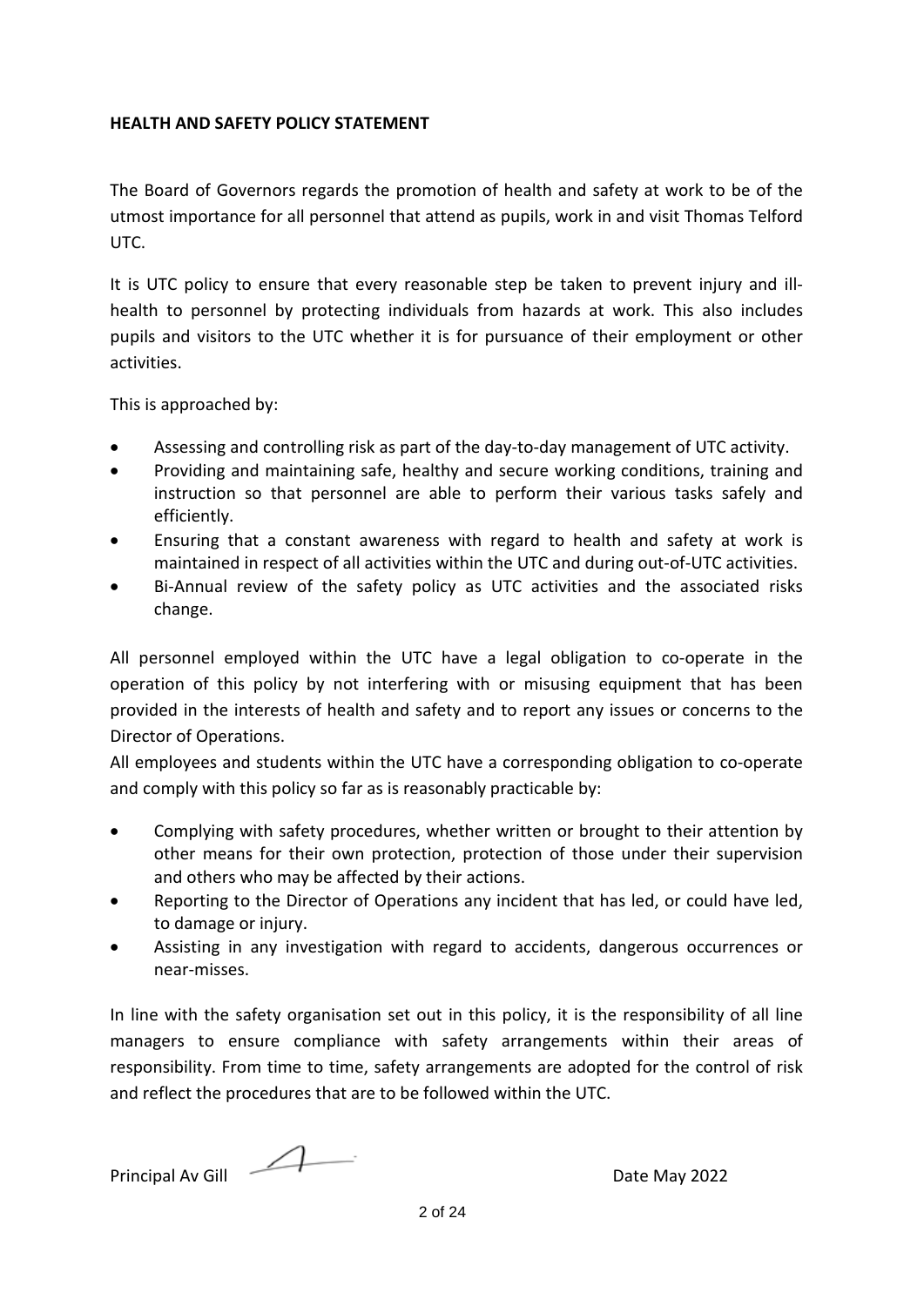**HEALTH AND SAFETY POLICY STATEMENT**

The Board of Governors regards the promotion of health and safety at work to be of the utmost importance for all personnel that attend as pupils, work in and visit Thomas Telford UTC.

It is UTC policy to ensure that every reasonable step be taken to prevent injury and ill-health to personnel by protecting individuals from hazards at work. This also includes pupils and visitors to the UTC whether it is for pursuance of their employment or other activities.

This is approached by:

- Assessing and controlling risk as part of the day-to-day management of UTC activity.
- Providing and maintaining safe, healthy and secure working conditions, training and instruction so that personnel are able to perform their various tasks safely and efficiently.
- Ensuring that a constant awareness with regard to health and safety at work is maintained in respect of all activities within the UTC and during out-of-UTC activities.
- Bi-Annual review of the safety policy as UTC activities and the associated risks change.

All personnel employed within the UTC have a legal obligation to co-operate in the operation of this policy by not interfering with or misusing equipment that has been provided in the interests of health and safety and to report any issues or concerns to the Director of Operations.

All employees and students within the UTC have a corresponding obligation to co-operate and comply with this policy so far as is reasonably practicable by:

- Complying with safety procedures, whether written or brought to their attention by other means for their own protection, protection of those under their supervision and others who may be affected by their actions.
- Reporting to the Director of Operations any incident that has led, or could have led, to damage or injury.
- Assisting in any investigation with regard to accidents, dangerous occurrences or near-misses.

In line with the safety organisation set out in this policy, it is the responsibility of all line managers to ensure compliance with safety arrangements within their areas of responsibility. From time to time, safety arrangements are adopted for the control of risk and reflect the procedures that are to be followed within the UTC.

Principal Av Gill Date May 2022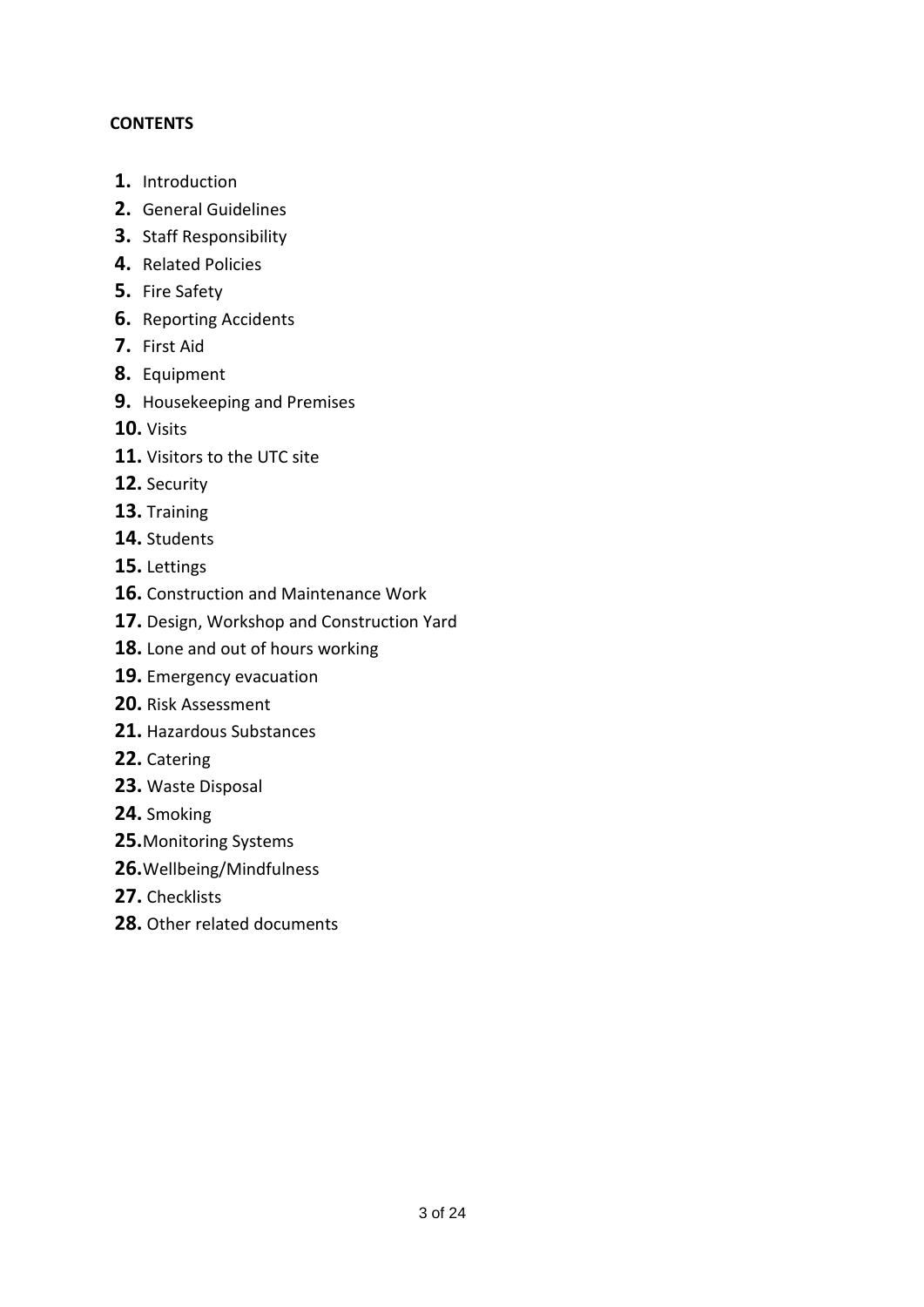**CONTENTS**

**1.** Introduction
**2.** General Guidelines
**3.** Staff Responsibility
**4.** Related Policies
**5.** Fire Safety
**6.** Reporting Accidents
**7.** First Aid
**8.** Equipment
**9.** Housekeeping and Premises
**10.** Visits
**11.** Visitors to the UTC site
**12.** Security
**13.** Training
**14.** Students
**15.** Lettings
**16.** Construction and Maintenance Work
**17.** Design, Workshop and Construction Yard
**18.** Lone and out of hours working
**19.** Emergency evacuation
**20.** Risk Assessment
**21.** Hazardous Substances
**22.** Catering
**23.** Waste Disposal
**24.** Smoking
**25.** Monitoring Systems
**26.** Wellbeing/Mindfulness
**27.** Checklists
**28.** Other related documents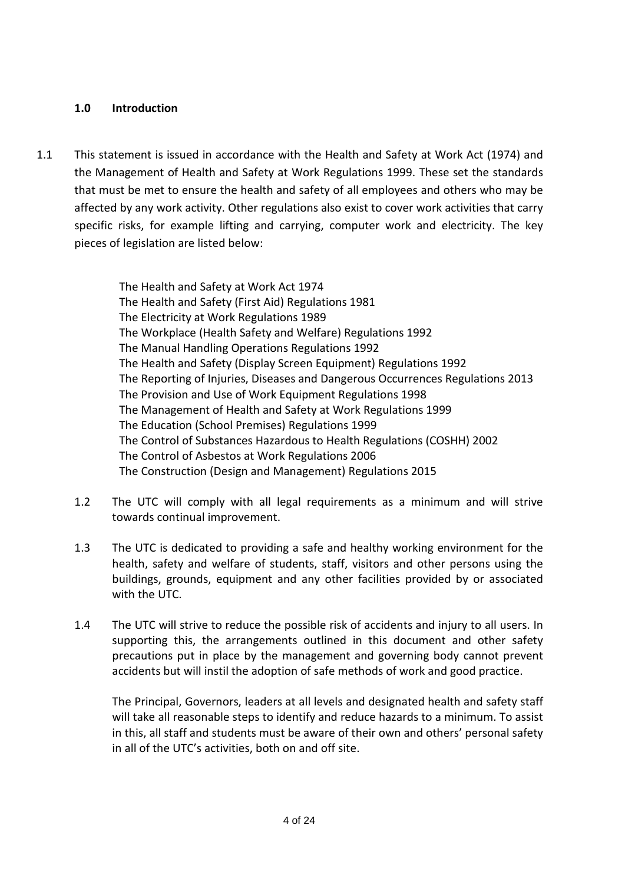## 1.0 Introduction

1.1 This statement is issued in accordance with the Health and Safety at Work Act (1974) and the Management of Health and Safety at Work Regulations 1999. These set the standards that must be met to ensure the health and safety of all employees and others who may be affected by any work activity. Other regulations also exist to cover work activities that carry specific risks, for example lifting and carrying, computer work and electricity. The key pieces of legislation are listed below:

The Health and Safety at Work Act 1974
The Health and Safety (First Aid) Regulations 1981
The Electricity at Work Regulations 1989
The Workplace (Health Safety and Welfare) Regulations 1992
The Manual Handling Operations Regulations 1992
The Health and Safety (Display Screen Equipment) Regulations 1992
The Reporting of Injuries, Diseases and Dangerous Occurrences Regulations 2013
The Provision and Use of Work Equipment Regulations 1998
The Management of Health and Safety at Work Regulations 1999
The Education (School Premises) Regulations 1999
The Control of Substances Hazardous to Health Regulations (COSHH) 2002
The Control of Asbestos at Work Regulations 2006
The Construction (Design and Management) Regulations 2015

1.2 The UTC will comply with all legal requirements as a minimum and will strive towards continual improvement.

1.3 The UTC is dedicated to providing a safe and healthy working environment for the health, safety and welfare of students, staff, visitors and other persons using the buildings, grounds, equipment and any other facilities provided by or associated with the UTC.

1.4 The UTC will strive to reduce the possible risk of accidents and injury to all users. In supporting this, the arrangements outlined in this document and other safety precautions put in place by the management and governing body cannot prevent accidents but will instil the adoption of safe methods of work and good practice.

The Principal, Governors, leaders at all levels and designated health and safety staff will take all reasonable steps to identify and reduce hazards to a minimum. To assist in this, all staff and students must be aware of their own and others' personal safety in all of the UTC's activities, both on and off site.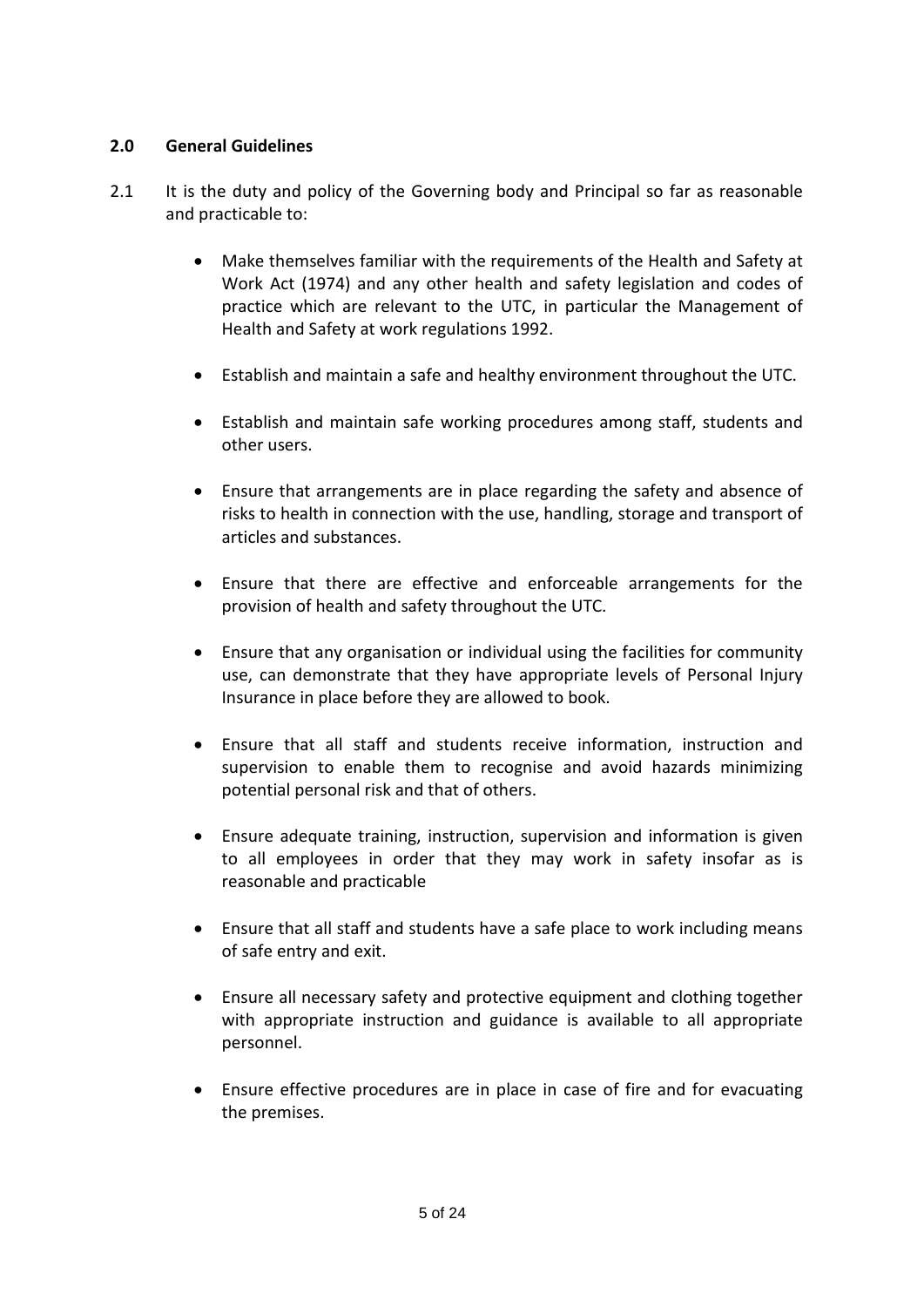## 2.0 General Guidelines

2.1 It is the duty and policy of the Governing body and Principal so far as reasonable and practicable to:

- Make themselves familiar with the requirements of the Health and Safety at Work Act (1974) and any other health and safety legislation and codes of practice which are relevant to the UTC, in particular the Management of Health and Safety at work regulations 1992.
- Establish and maintain a safe and healthy environment throughout the UTC.
- Establish and maintain safe working procedures among staff, students and other users.
- Ensure that arrangements are in place regarding the safety and absence of risks to health in connection with the use, handling, storage and transport of articles and substances.
- Ensure that there are effective and enforceable arrangements for the provision of health and safety throughout the UTC.
- Ensure that any organisation or individual using the facilities for community use, can demonstrate that they have appropriate levels of Personal Injury Insurance in place before they are allowed to book.
- Ensure that all staff and students receive information, instruction and supervision to enable them to recognise and avoid hazards minimizing potential personal risk and that of others.
- Ensure adequate training, instruction, supervision and information is given to all employees in order that they may work in safety insofar as is reasonable and practicable
- Ensure that all staff and students have a safe place to work including means of safe entry and exit.
- Ensure all necessary safety and protective equipment and clothing together with appropriate instruction and guidance is available to all appropriate personnel.
- Ensure effective procedures are in place in case of fire and for evacuating the premises.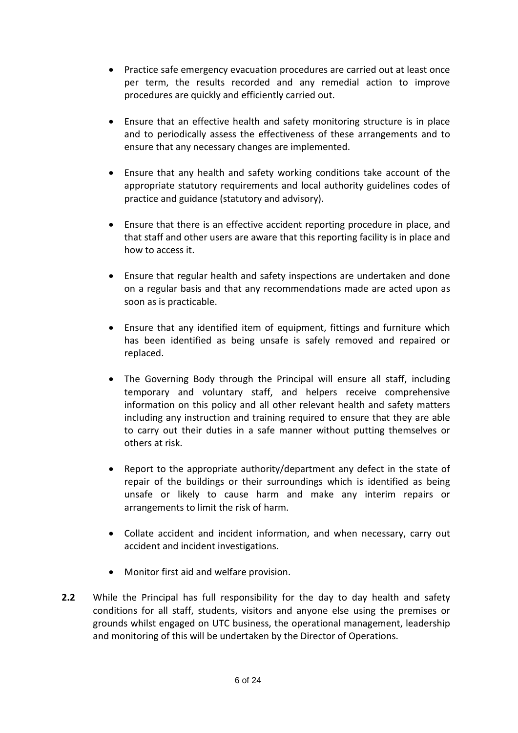- Practice safe emergency evacuation procedures are carried out at least once per term, the results recorded and any remedial action to improve procedures are quickly and efficiently carried out.

- Ensure that an effective health and safety monitoring structure is in place and to periodically assess the effectiveness of these arrangements and to ensure that any necessary changes are implemented.

- Ensure that any health and safety working conditions take account of the appropriate statutory requirements and local authority guidelines codes of practice and guidance (statutory and advisory).

- Ensure that there is an effective accident reporting procedure in place, and that staff and other users are aware that this reporting facility is in place and how to access it.

- Ensure that regular health and safety inspections are undertaken and done on a regular basis and that any recommendations made are acted upon as soon as is practicable.

- Ensure that any identified item of equipment, fittings and furniture which has been identified as being unsafe is safely removed and repaired or replaced.

- The Governing Body through the Principal will ensure all staff, including temporary and voluntary staff, and helpers receive comprehensive information on this policy and all other relevant health and safety matters including any instruction and training required to ensure that they are able to carry out their duties in a safe manner without putting themselves or others at risk.

- Report to the appropriate authority/department any defect in the state of repair of the buildings or their surroundings which is identified as being unsafe or likely to cause harm and make any interim repairs or arrangements to limit the risk of harm.

- Collate accident and incident information, and when necessary, carry out accident and incident investigations.

- Monitor first aid and welfare provision.

**2.2** While the Principal has full responsibility for the day to day health and safety conditions for all staff, students, visitors and anyone else using the premises or grounds whilst engaged on UTC business, the operational management, leadership and monitoring of this will be undertaken by the Director of Operations.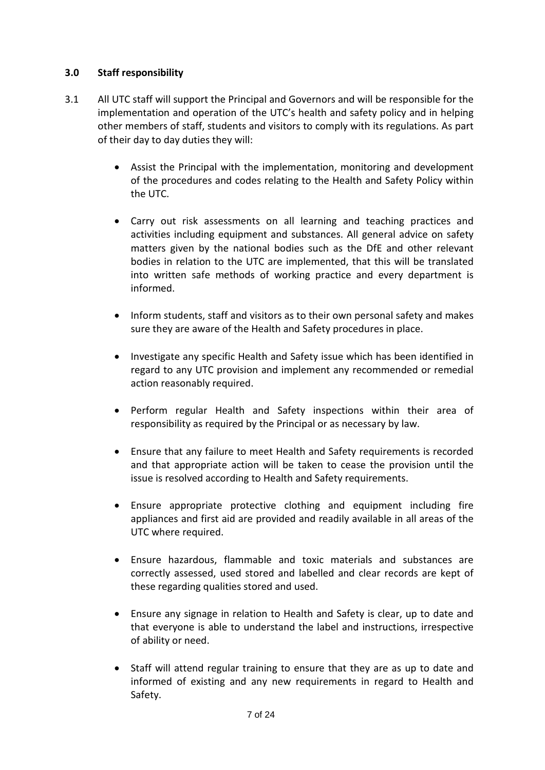### 3.0 Staff responsibility

3.1 All UTC staff will support the Principal and Governors and will be responsible for the implementation and operation of the UTC's health and safety policy and in helping other members of staff, students and visitors to comply with its regulations. As part of their day to day duties they will:

- Assist the Principal with the implementation, monitoring and development of the procedures and codes relating to the Health and Safety Policy within the UTC.

- Carry out risk assessments on all learning and teaching practices and activities including equipment and substances. All general advice on safety matters given by the national bodies such as the DfE and other relevant bodies in relation to the UTC are implemented, that this will be translated into written safe methods of working practice and every department is informed.

- Inform students, staff and visitors as to their own personal safety and makes sure they are aware of the Health and Safety procedures in place.

- Investigate any specific Health and Safety issue which has been identified in regard to any UTC provision and implement any recommended or remedial action reasonably required.

- Perform regular Health and Safety inspections within their area of responsibility as required by the Principal or as necessary by law.

- Ensure that any failure to meet Health and Safety requirements is recorded and that appropriate action will be taken to cease the provision until the issue is resolved according to Health and Safety requirements.

- Ensure appropriate protective clothing and equipment including fire appliances and first aid are provided and readily available in all areas of the UTC where required.

- Ensure hazardous, flammable and toxic materials and substances are correctly assessed, used stored and labelled and clear records are kept of these regarding qualities stored and used.

- Ensure any signage in relation to Health and Safety is clear, up to date and that everyone is able to understand the label and instructions, irrespective of ability or need.

- Staff will attend regular training to ensure that they are as up to date and informed of existing and any new requirements in regard to Health and Safety.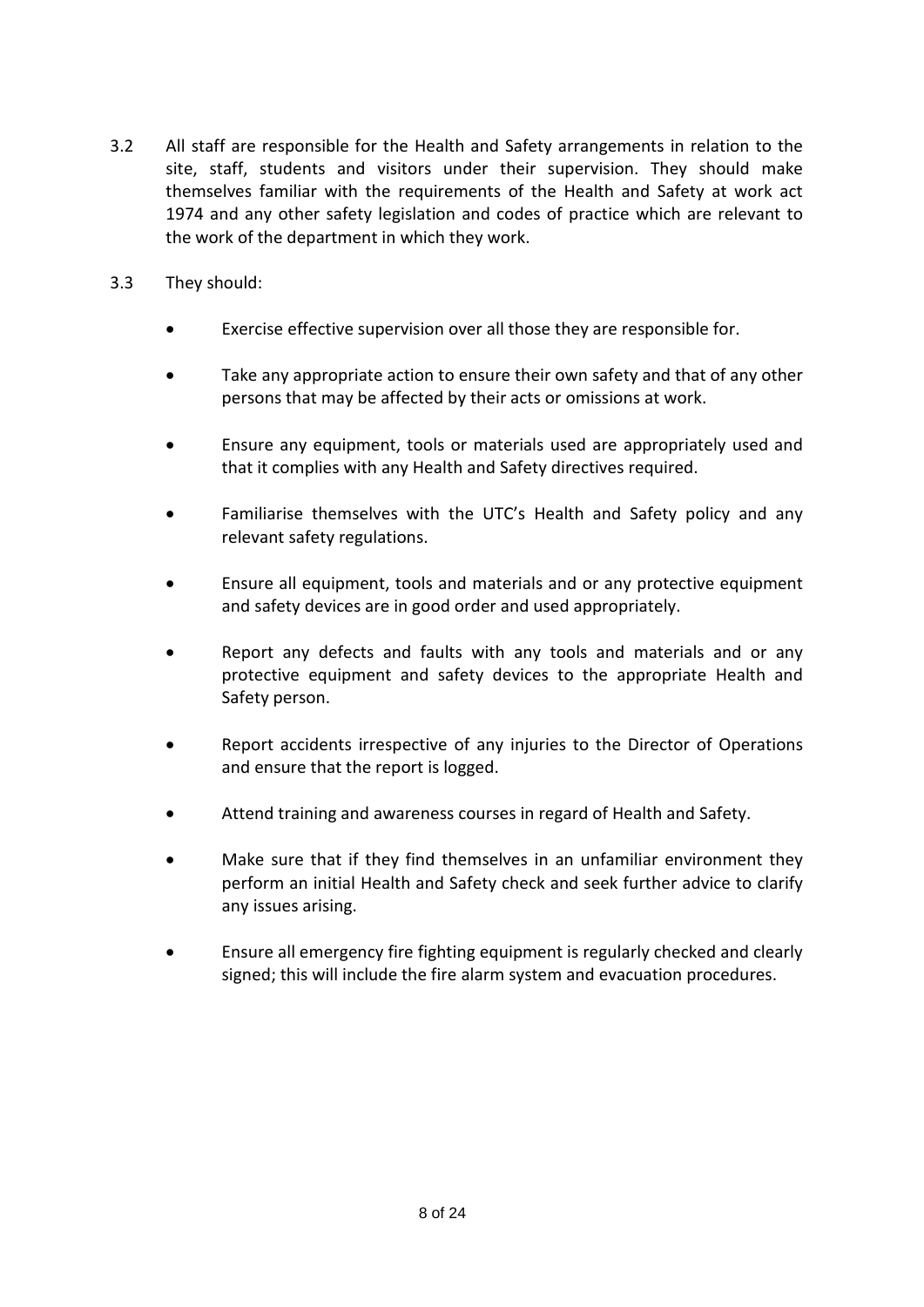3.2 All staff are responsible for the Health and Safety arrangements in relation to the site, staff, students and visitors under their supervision. They should make themselves familiar with the requirements of the Health and Safety at work act 1974 and any other safety legislation and codes of practice which are relevant to the work of the department in which they work.

3.3 They should:

- Exercise effective supervision over all those they are responsible for.
- Take any appropriate action to ensure their own safety and that of any other persons that may be affected by their acts or omissions at work.
- Ensure any equipment, tools or materials used are appropriately used and that it complies with any Health and Safety directives required.
- Familiarise themselves with the UTC's Health and Safety policy and any relevant safety regulations.
- Ensure all equipment, tools and materials and or any protective equipment and safety devices are in good order and used appropriately.
- Report any defects and faults with any tools and materials and or any protective equipment and safety devices to the appropriate Health and Safety person.
- Report accidents irrespective of any injuries to the Director of Operations and ensure that the report is logged.
- Attend training and awareness courses in regard of Health and Safety.
- Make sure that if they find themselves in an unfamiliar environment they perform an initial Health and Safety check and seek further advice to clarify any issues arising.
- Ensure all emergency fire fighting equipment is regularly checked and clearly signed; this will include the fire alarm system and evacuation procedures.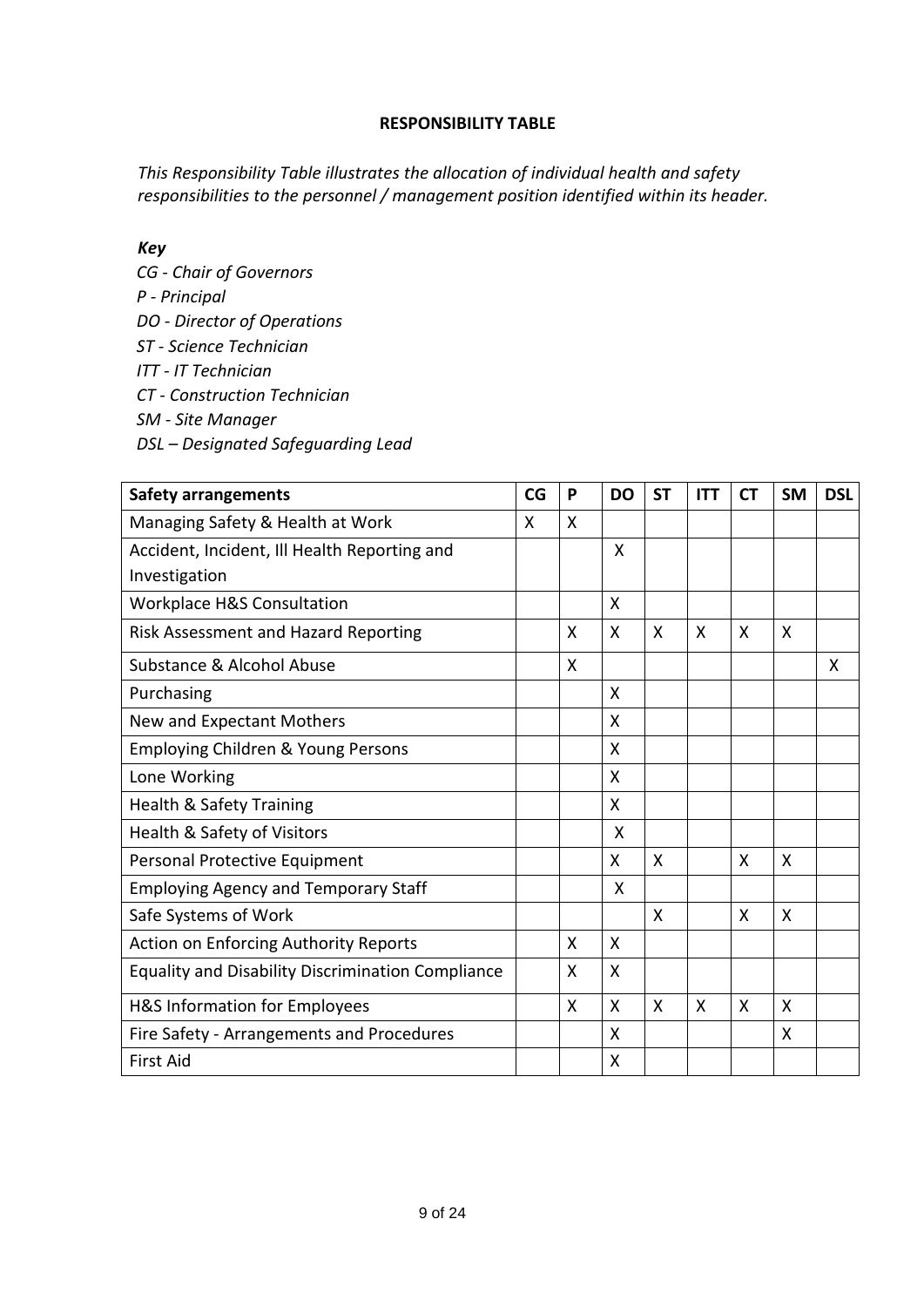**RESPONSIBILITY TABLE**

*This Responsibility Table illustrates the allocation of individual health and safety responsibilities to the personnel / management position identified within its header.*

***Key***

*CG - Chair of Governors*
*P - Principal*
*DO - Director of Operations*
*ST - Science Technician*
*ITT - IT Technician*
*CT - Construction Technician*
*SM - Site Manager*
*DSL – Designated Safeguarding Lead*

| Safety arrangements | CG | P | DO | ST | ITT | CT | SM | DSL |
|---|---|---|---|---|---|---|---|---|
| Managing Safety & Health at Work | X | X | | | | | | |
| Accident, Incident, Ill Health Reporting and Investigation | | | X | | | | | |
| Workplace H&S Consultation | | | X | | | | | |
| Risk Assessment and Hazard Reporting | | X | X | X | X | X | X | |
| Substance & Alcohol Abuse | | X | | | | | | X |
| Purchasing | | | X | | | | | |
| New and Expectant Mothers | | | X | | | | | |
| Employing Children & Young Persons | | | X | | | | | |
| Lone Working | | | X | | | | | |
| Health & Safety Training | | | X | | | | | |
| Health & Safety of Visitors | | | X | | | | | |
| Personal Protective Equipment | | | X | X | | X | X | |
| Employing Agency and Temporary Staff | | | X | | | | | |
| Safe Systems of Work | | | | X | | X | X | |
| Action on Enforcing Authority Reports | | X | X | | | | | |
| Equality and Disability Discrimination Compliance | | X | X | | | | | |
| H&S Information for Employees | | X | X | X | X | X | X | |
| Fire Safety - Arrangements and Procedures | | | X | | | | X | |
| First Aid | | | X | | | | | |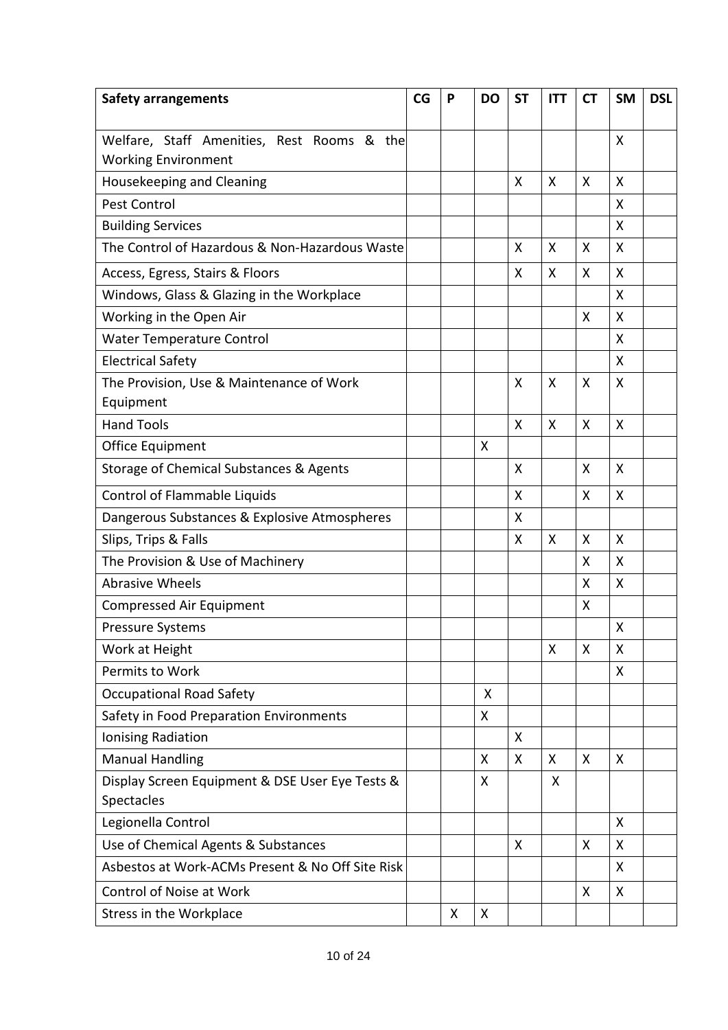| Safety arrangements | CG | P | DO | ST | ITT | CT | SM | DSL |
|---|---|---|---|---|---|---|---|---|
| Welfare, Staff Amenities, Rest Rooms & the Working Environment | | | | | | | X | |
| Housekeeping and Cleaning | | | | X | X | X | X | |
| Pest Control | | | | | | | X | |
| Building Services | | | | | | | X | |
| The Control of Hazardous & Non-Hazardous Waste | | | | X | X | X | X | |
| Access, Egress, Stairs & Floors | | | | X | X | X | X | |
| Windows, Glass & Glazing in the Workplace | | | | | | | X | |
| Working in the Open Air | | | | | | X | X | |
| Water Temperature Control | | | | | | | X | |
| Electrical Safety | | | | | | | X | |
| The Provision, Use & Maintenance of Work Equipment | | | | X | X | X | X | |
| Hand Tools | | | | X | X | X | X | |
| Office Equipment | | | X | | | | | |
| Storage of Chemical Substances & Agents | | | | X | | X | X | |
| Control of Flammable Liquids | | | | X | | X | X | |
| Dangerous Substances & Explosive Atmospheres | | | | X | | | | |
| Slips, Trips & Falls | | | | X | X | X | X | |
| The Provision & Use of Machinery | | | | | | X | X | |
| Abrasive Wheels | | | | | | X | X | |
| Compressed Air Equipment | | | | | | X | | |
| Pressure Systems | | | | | | | X | |
| Work at Height | | | | | X | X | X | |
| Permits to Work | | | | | | | X | |
| Occupational Road Safety | | | X | | | | | |
| Safety in Food Preparation Environments | | | X | | | | | |
| Ionising Radiation | | | | X | | | | |
| Manual Handling | | | X | X | X | X | X | |
| Display Screen Equipment & DSE User Eye Tests & Spectacles | | | X | | X | | | |
| Legionella Control | | | | | | | X | |
| Use of Chemical Agents & Substances | | | | X | | X | X | |
| Asbestos at Work-ACMs Present & No Off Site Risk | | | | | | | X | |
| Control of Noise at Work | | | | | | X | X | |
| Stress in the Workplace | | X | X | | | | | |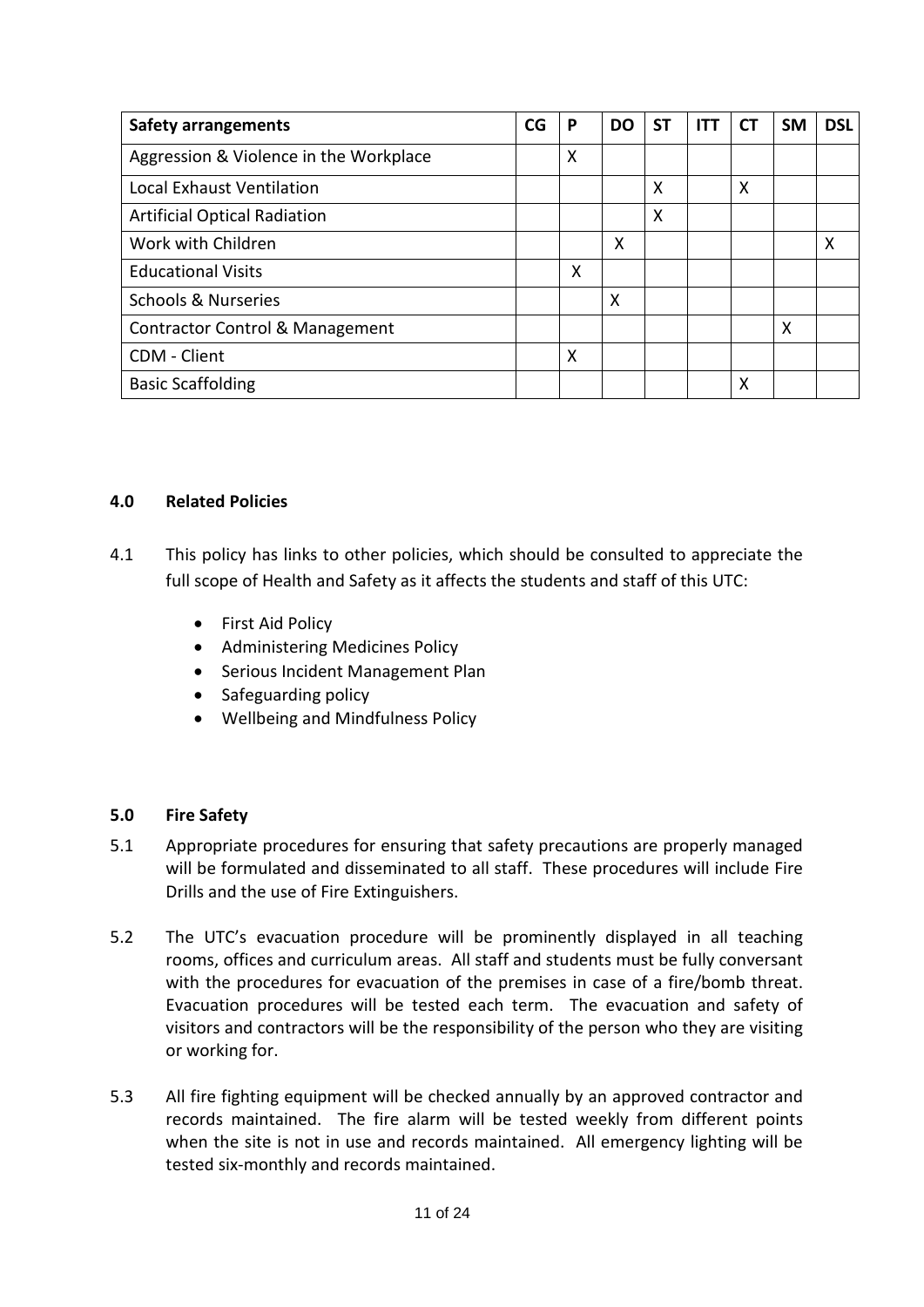| Safety arrangements | CG | P | DO | ST | ITT | CT | SM | DSL |
|---|---|---|---|---|---|---|---|---|
| Aggression & Violence in the Workplace | | X | | | | | | |
| Local Exhaust Ventilation | | | | X | | X | | |
| Artificial Optical Radiation | | | | X | | | | |
| Work with Children | | | X | | | | | X |
| Educational Visits | | X | | | | | | |
| Schools & Nurseries | | | X | | | | | |
| Contractor Control & Management | | | | | | | X | |
| CDM - Client | | X | | | | | | |
| Basic Scaffolding | | | | | | X | | |

## 4.0 Related Policies

4.1 This policy has links to other policies, which should be consulted to appreciate the full scope of Health and Safety as it affects the students and staff of this UTC:

- First Aid Policy
- Administering Medicines Policy
- Serious Incident Management Plan
- Safeguarding policy
- Wellbeing and Mindfulness Policy

## 5.0 Fire Safety

5.1 Appropriate procedures for ensuring that safety precautions are properly managed will be formulated and disseminated to all staff. These procedures will include Fire Drills and the use of Fire Extinguishers.

5.2 The UTC's evacuation procedure will be prominently displayed in all teaching rooms, offices and curriculum areas. All staff and students must be fully conversant with the procedures for evacuation of the premises in case of a fire/bomb threat. Evacuation procedures will be tested each term. The evacuation and safety of visitors and contractors will be the responsibility of the person who they are visiting or working for.

5.3 All fire fighting equipment will be checked annually by an approved contractor and records maintained. The fire alarm will be tested weekly from different points when the site is not in use and records maintained. All emergency lighting will be tested six-monthly and records maintained.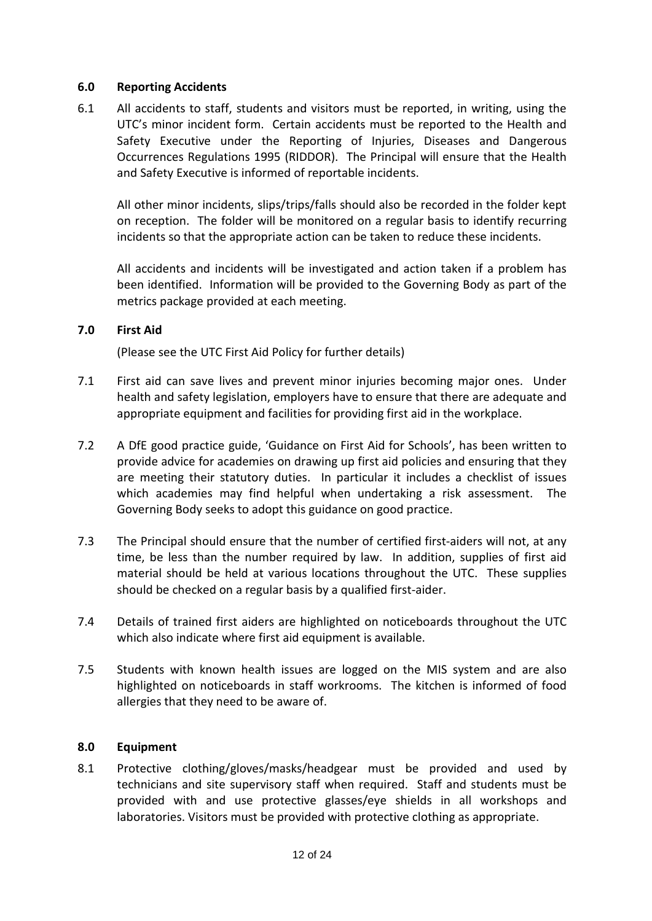## 6.0 Reporting Accidents

6.1 All accidents to staff, students and visitors must be reported, in writing, using the UTC's minor incident form. Certain accidents must be reported to the Health and Safety Executive under the Reporting of Injuries, Diseases and Dangerous Occurrences Regulations 1995 (RIDDOR). The Principal will ensure that the Health and Safety Executive is informed of reportable incidents.

All other minor incidents, slips/trips/falls should also be recorded in the folder kept on reception. The folder will be monitored on a regular basis to identify recurring incidents so that the appropriate action can be taken to reduce these incidents.

All accidents and incidents will be investigated and action taken if a problem has been identified. Information will be provided to the Governing Body as part of the metrics package provided at each meeting.

## 7.0 First Aid

(Please see the UTC First Aid Policy for further details)

7.1 First aid can save lives and prevent minor injuries becoming major ones. Under health and safety legislation, employers have to ensure that there are adequate and appropriate equipment and facilities for providing first aid in the workplace.

7.2 A DfE good practice guide, 'Guidance on First Aid for Schools', has been written to provide advice for academies on drawing up first aid policies and ensuring that they are meeting their statutory duties. In particular it includes a checklist of issues which academies may find helpful when undertaking a risk assessment. The Governing Body seeks to adopt this guidance on good practice.

7.3 The Principal should ensure that the number of certified first-aiders will not, at any time, be less than the number required by law. In addition, supplies of first aid material should be held at various locations throughout the UTC. These supplies should be checked on a regular basis by a qualified first-aider.

7.4 Details of trained first aiders are highlighted on noticeboards throughout the UTC which also indicate where first aid equipment is available.

7.5 Students with known health issues are logged on the MIS system and are also highlighted on noticeboards in staff workrooms. The kitchen is informed of food allergies that they need to be aware of.

## 8.0 Equipment

8.1 Protective clothing/gloves/masks/headgear must be provided and used by technicians and site supervisory staff when required. Staff and students must be provided with and use protective glasses/eye shields in all workshops and laboratories. Visitors must be provided with protective clothing as appropriate.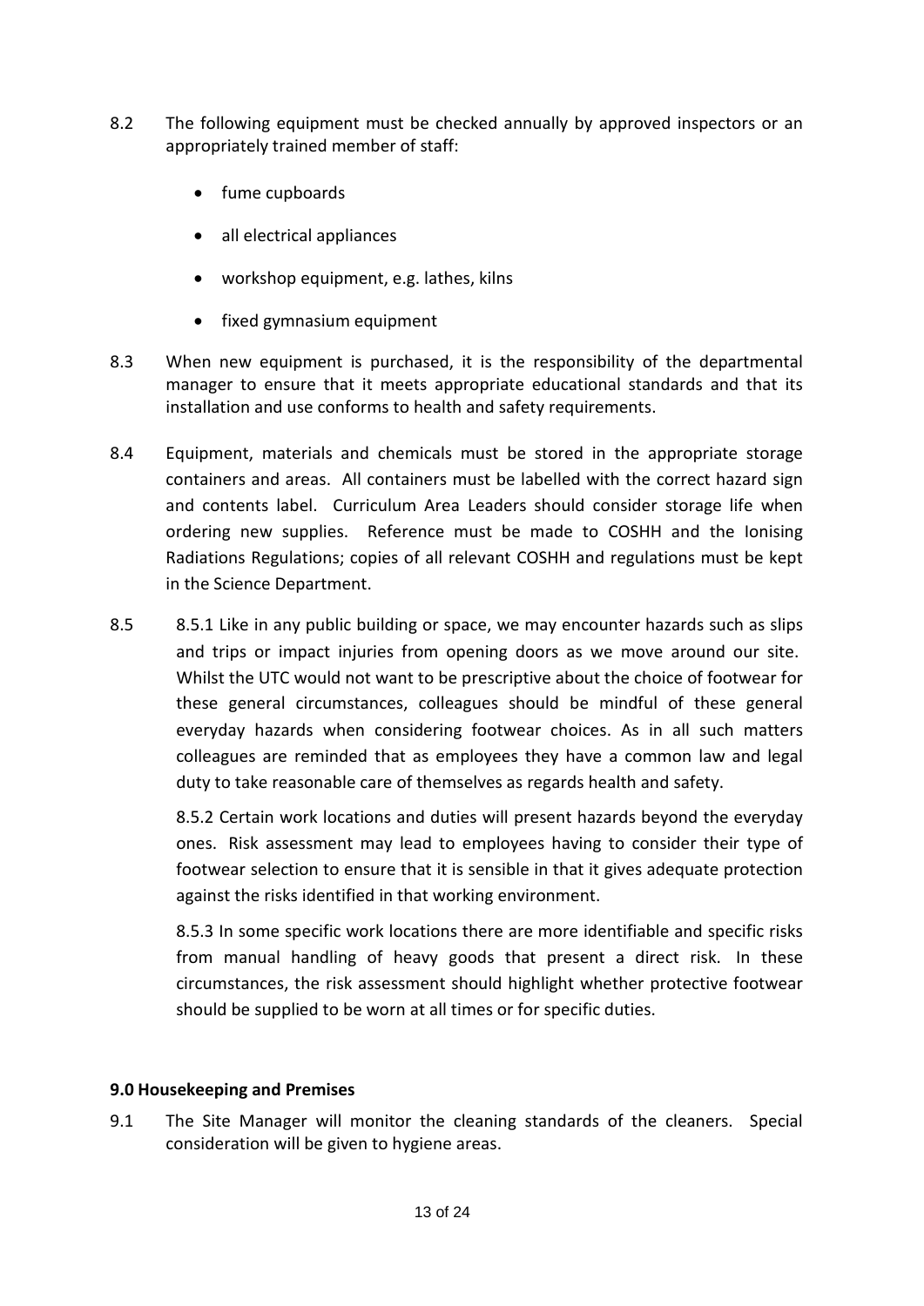8.2 The following equipment must be checked annually by approved inspectors or an appropriately trained member of staff:

- fume cupboards
- all electrical appliances
- workshop equipment, e.g. lathes, kilns
- fixed gymnasium equipment

8.3 When new equipment is purchased, it is the responsibility of the departmental manager to ensure that it meets appropriate educational standards and that its installation and use conforms to health and safety requirements.

8.4 Equipment, materials and chemicals must be stored in the appropriate storage containers and areas. All containers must be labelled with the correct hazard sign and contents label. Curriculum Area Leaders should consider storage life when ordering new supplies. Reference must be made to COSHH and the Ionising Radiations Regulations; copies of all relevant COSHH and regulations must be kept in the Science Department.

8.5 8.5.1 Like in any public building or space, we may encounter hazards such as slips and trips or impact injuries from opening doors as we move around our site. Whilst the UTC would not want to be prescriptive about the choice of footwear for these general circumstances, colleagues should be mindful of these general everyday hazards when considering footwear choices. As in all such matters colleagues are reminded that as employees they have a common law and legal duty to take reasonable care of themselves as regards health and safety.

8.5.2 Certain work locations and duties will present hazards beyond the everyday ones. Risk assessment may lead to employees having to consider their type of footwear selection to ensure that it is sensible in that it gives adequate protection against the risks identified in that working environment.

8.5.3 In some specific work locations there are more identifiable and specific risks from manual handling of heavy goods that present a direct risk. In these circumstances, the risk assessment should highlight whether protective footwear should be supplied to be worn at all times or for specific duties.

**9.0 Housekeeping and Premises**

9.1 The Site Manager will monitor the cleaning standards of the cleaners. Special consideration will be given to hygiene areas.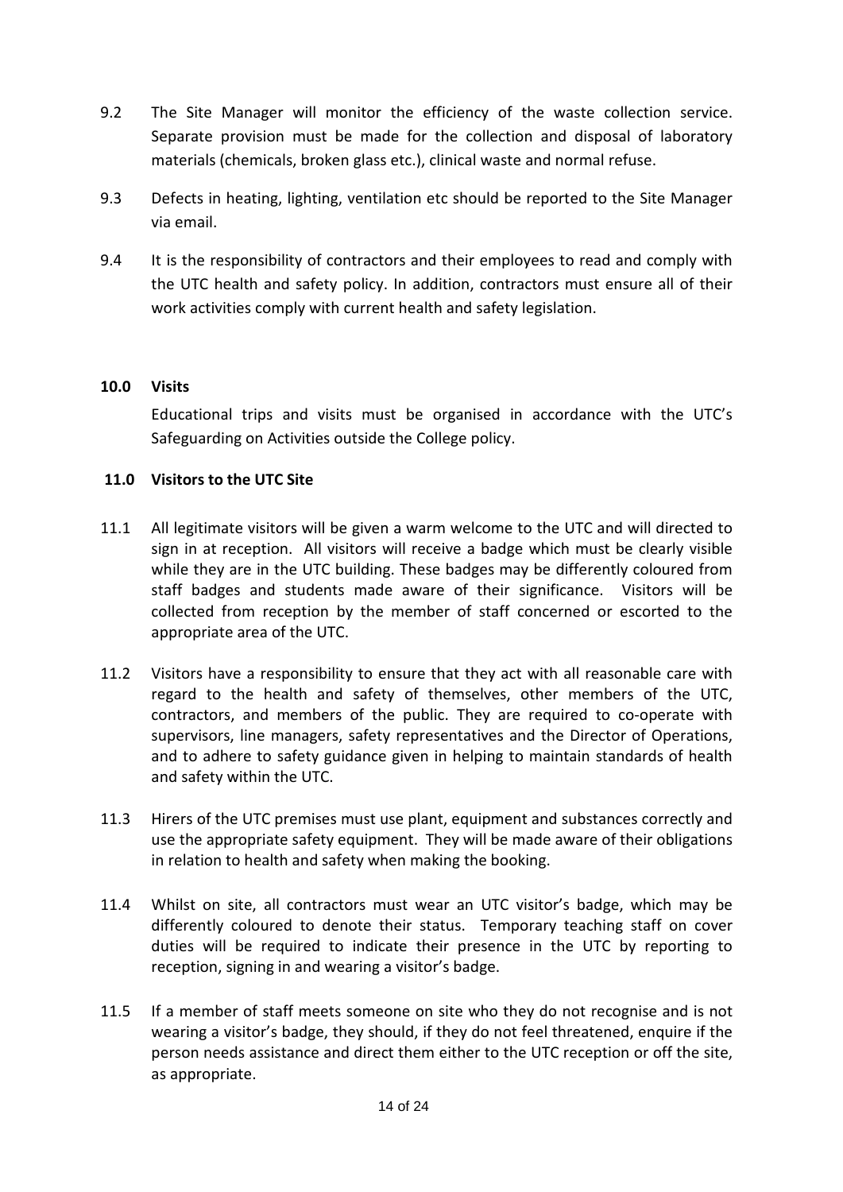9.2 The Site Manager will monitor the efficiency of the waste collection service. Separate provision must be made for the collection and disposal of laboratory materials (chemicals, broken glass etc.), clinical waste and normal refuse.

9.3 Defects in heating, lighting, ventilation etc should be reported to the Site Manager via email.

9.4 It is the responsibility of contractors and their employees to read and comply with the UTC health and safety policy. In addition, contractors must ensure all of their work activities comply with current health and safety legislation.

## 10.0 Visits

Educational trips and visits must be organised in accordance with the UTC's Safeguarding on Activities outside the College policy.

## 11.0 Visitors to the UTC Site

11.1 All legitimate visitors will be given a warm welcome to the UTC and will directed to sign in at reception. All visitors will receive a badge which must be clearly visible while they are in the UTC building. These badges may be differently coloured from staff badges and students made aware of their significance. Visitors will be collected from reception by the member of staff concerned or escorted to the appropriate area of the UTC.

11.2 Visitors have a responsibility to ensure that they act with all reasonable care with regard to the health and safety of themselves, other members of the UTC, contractors, and members of the public. They are required to co-operate with supervisors, line managers, safety representatives and the Director of Operations, and to adhere to safety guidance given in helping to maintain standards of health and safety within the UTC.

11.3 Hirers of the UTC premises must use plant, equipment and substances correctly and use the appropriate safety equipment. They will be made aware of their obligations in relation to health and safety when making the booking.

11.4 Whilst on site, all contractors must wear an UTC visitor's badge, which may be differently coloured to denote their status. Temporary teaching staff on cover duties will be required to indicate their presence in the UTC by reporting to reception, signing in and wearing a visitor's badge.

11.5 If a member of staff meets someone on site who they do not recognise and is not wearing a visitor's badge, they should, if they do not feel threatened, enquire if the person needs assistance and direct them either to the UTC reception or off the site, as appropriate.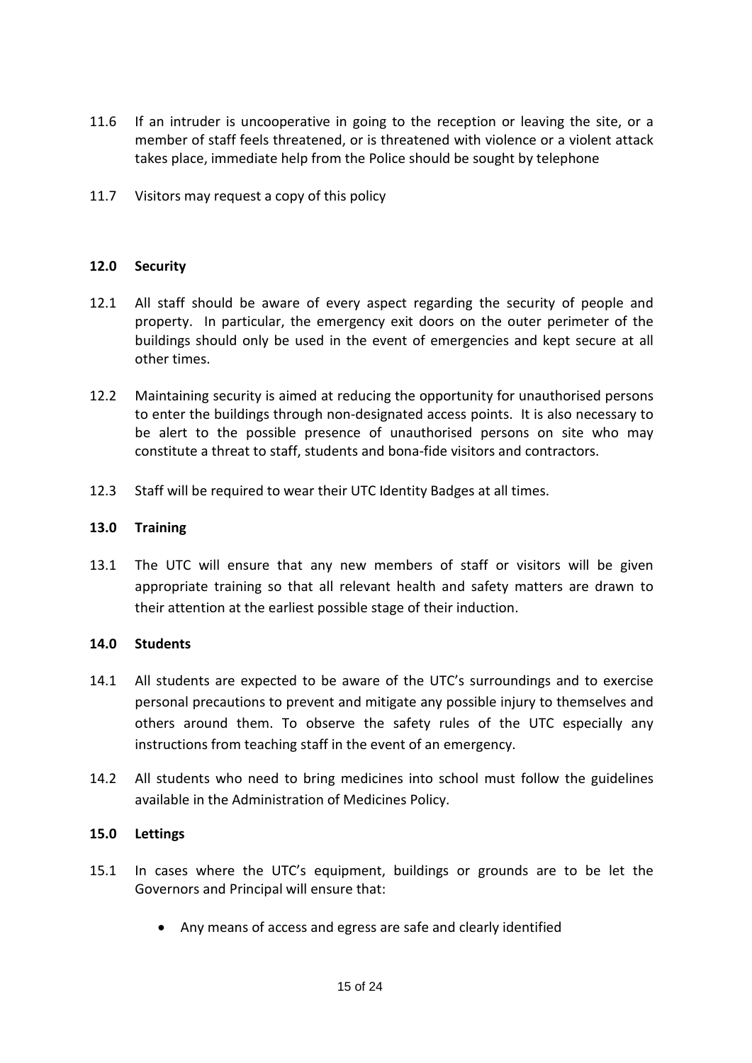11.6 If an intruder is uncooperative in going to the reception or leaving the site, or a member of staff feels threatened, or is threatened with violence or a violent attack takes place, immediate help from the Police should be sought by telephone

11.7 Visitors may request a copy of this policy

## 12.0 Security

12.1 All staff should be aware of every aspect regarding the security of people and property. In particular, the emergency exit doors on the outer perimeter of the buildings should only be used in the event of emergencies and kept secure at all other times.

12.2 Maintaining security is aimed at reducing the opportunity for unauthorised persons to enter the buildings through non-designated access points. It is also necessary to be alert to the possible presence of unauthorised persons on site who may constitute a threat to staff, students and bona-fide visitors and contractors.

12.3 Staff will be required to wear their UTC Identity Badges at all times.

## 13.0 Training

13.1 The UTC will ensure that any new members of staff or visitors will be given appropriate training so that all relevant health and safety matters are drawn to their attention at the earliest possible stage of their induction.

## 14.0 Students

14.1 All students are expected to be aware of the UTC's surroundings and to exercise personal precautions to prevent and mitigate any possible injury to themselves and others around them. To observe the safety rules of the UTC especially any instructions from teaching staff in the event of an emergency.

14.2 All students who need to bring medicines into school must follow the guidelines available in the Administration of Medicines Policy.

## 15.0 Lettings

15.1 In cases where the UTC's equipment, buildings or grounds are to be let the Governors and Principal will ensure that:

- Any means of access and egress are safe and clearly identified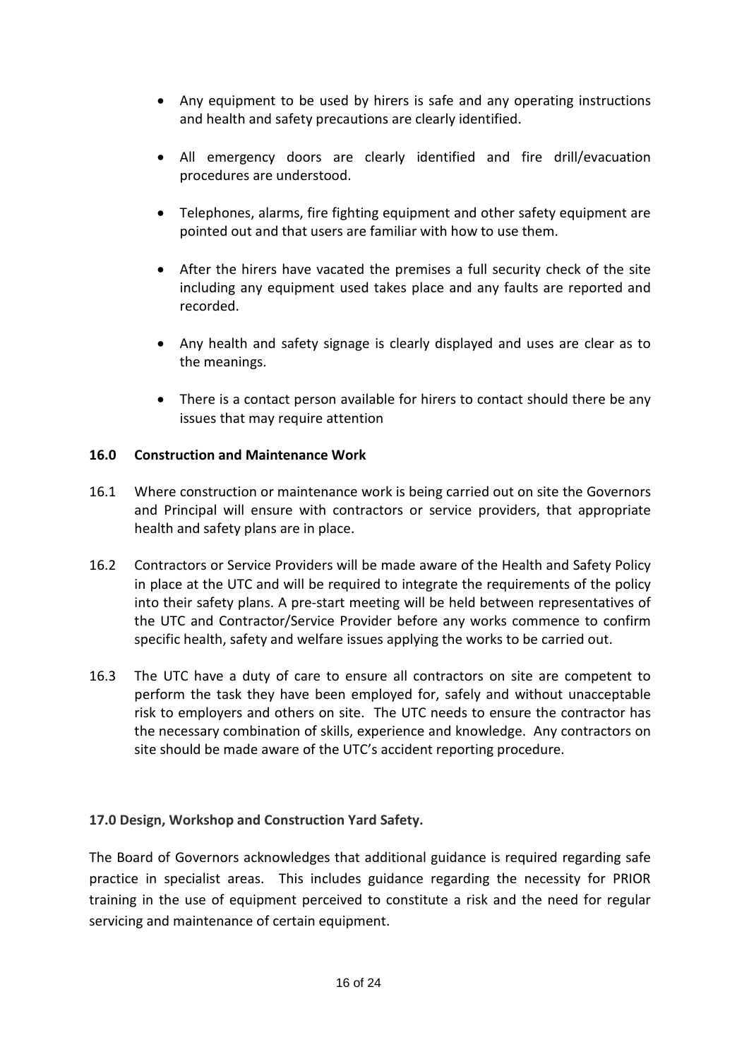- Any equipment to be used by hirers is safe and any operating instructions and health and safety precautions are clearly identified.
- All emergency doors are clearly identified and fire drill/evacuation procedures are understood.
- Telephones, alarms, fire fighting equipment and other safety equipment are pointed out and that users are familiar with how to use them.
- After the hirers have vacated the premises a full security check of the site including any equipment used takes place and any faults are reported and recorded.
- Any health and safety signage is clearly displayed and uses are clear as to the meanings.
- There is a contact person available for hirers to contact should there be any issues that may require attention

## 16.0 Construction and Maintenance Work

16.1 Where construction or maintenance work is being carried out on site the Governors and Principal will ensure with contractors or service providers, that appropriate health and safety plans are in place.

16.2 Contractors or Service Providers will be made aware of the Health and Safety Policy in place at the UTC and will be required to integrate the requirements of the policy into their safety plans. A pre-start meeting will be held between representatives of the UTC and Contractor/Service Provider before any works commence to confirm specific health, safety and welfare issues applying the works to be carried out.

16.3 The UTC have a duty of care to ensure all contractors on site are competent to perform the task they have been employed for, safely and without unacceptable risk to employers and others on site. The UTC needs to ensure the contractor has the necessary combination of skills, experience and knowledge. Any contractors on site should be made aware of the UTC's accident reporting procedure.

## 17.0 Design, Workshop and Construction Yard Safety.

The Board of Governors acknowledges that additional guidance is required regarding safe practice in specialist areas. This includes guidance regarding the necessity for PRIOR training in the use of equipment perceived to constitute a risk and the need for regular servicing and maintenance of certain equipment.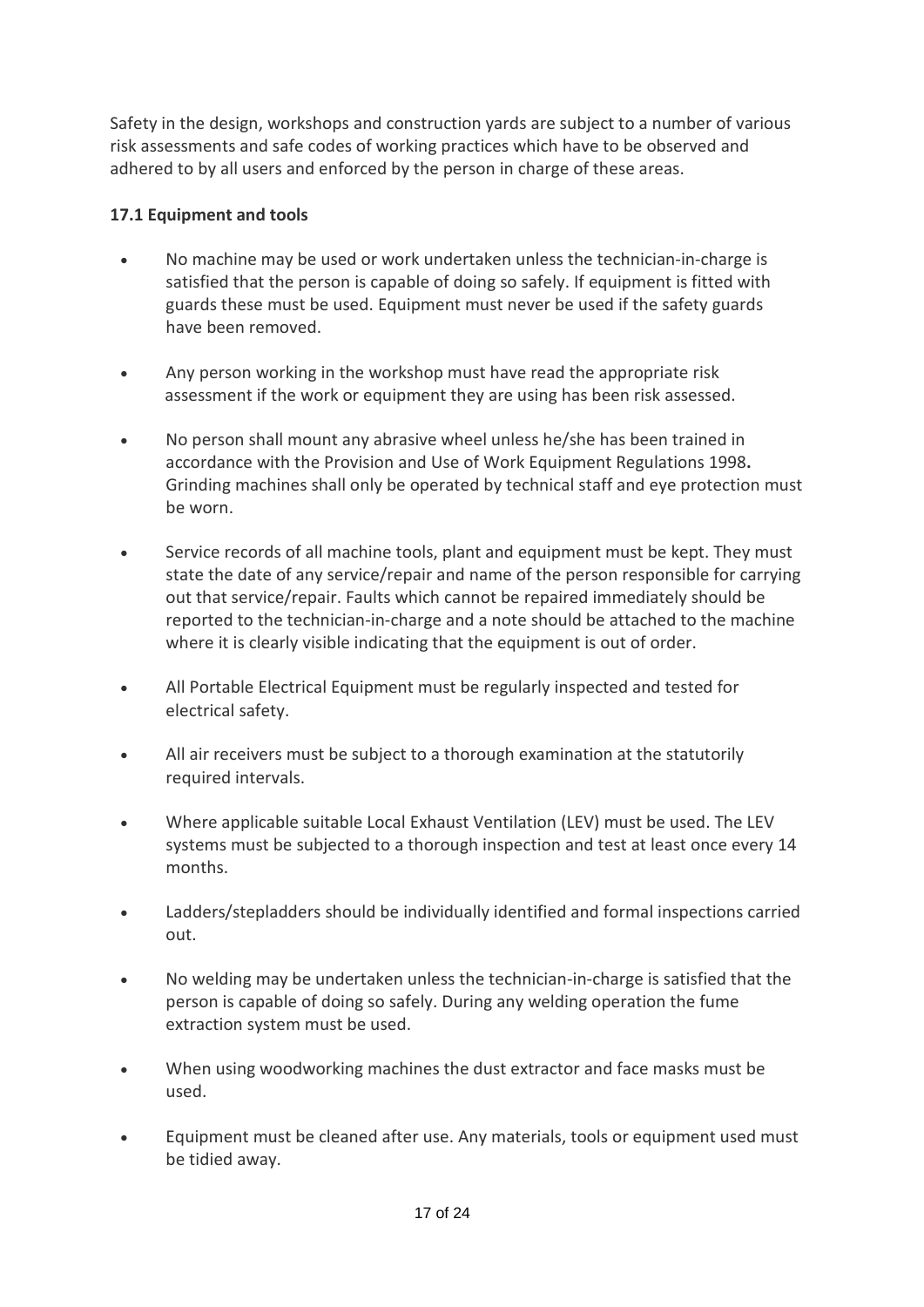Safety in the design, workshops and construction yards are subject to a number of various risk assessments and safe codes of working practices which have to be observed and adhered to by all users and enforced by the person in charge of these areas.

### 17.1 Equipment and tools

- No machine may be used or work undertaken unless the technician-in-charge is satisfied that the person is capable of doing so safely. If equipment is fitted with guards these must be used. Equipment must never be used if the safety guards have been removed.
- Any person working in the workshop must have read the appropriate risk assessment if the work or equipment they are using has been risk assessed.
- No person shall mount any abrasive wheel unless he/she has been trained in accordance with the Provision and Use of Work Equipment Regulations 1998**.** Grinding machines shall only be operated by technical staff and eye protection must be worn.
- Service records of all machine tools, plant and equipment must be kept. They must state the date of any service/repair and name of the person responsible for carrying out that service/repair. Faults which cannot be repaired immediately should be reported to the technician-in-charge and a note should be attached to the machine where it is clearly visible indicating that the equipment is out of order.
- All Portable Electrical Equipment must be regularly inspected and tested for electrical safety.
- All air receivers must be subject to a thorough examination at the statutorily required intervals.
- Where applicable suitable Local Exhaust Ventilation (LEV) must be used. The LEV systems must be subjected to a thorough inspection and test at least once every 14 months.
- Ladders/stepladders should be individually identified and formal inspections carried out.
- No welding may be undertaken unless the technician-in-charge is satisfied that the person is capable of doing so safely. During any welding operation the fume extraction system must be used.
- When using woodworking machines the dust extractor and face masks must be used.
- Equipment must be cleaned after use. Any materials, tools or equipment used must be tidied away.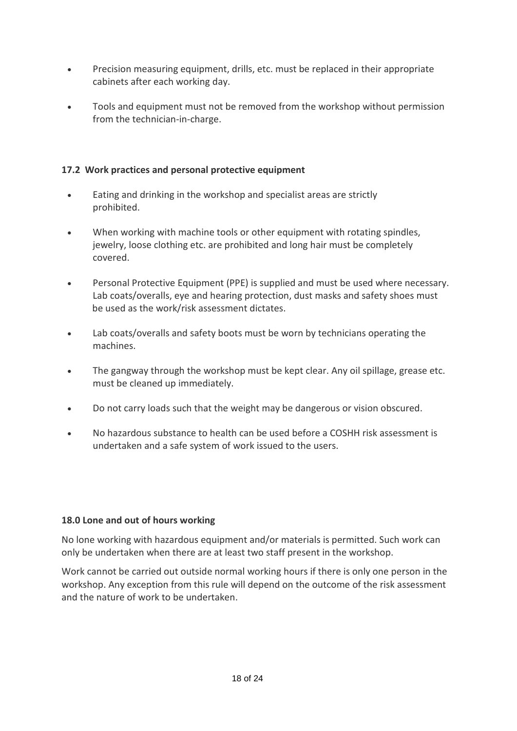- Precision measuring equipment, drills, etc. must be replaced in their appropriate cabinets after each working day.
- Tools and equipment must not be removed from the workshop without permission from the technician-in-charge.

### 17.2 Work practices and personal protective equipment

- Eating and drinking in the workshop and specialist areas are strictly prohibited.
- When working with machine tools or other equipment with rotating spindles, jewelry, loose clothing etc. are prohibited and long hair must be completely covered.
- Personal Protective Equipment (PPE) is supplied and must be used where necessary. Lab coats/overalls, eye and hearing protection, dust masks and safety shoes must be used as the work/risk assessment dictates.
- Lab coats/overalls and safety boots must be worn by technicians operating the machines.
- The gangway through the workshop must be kept clear. Any oil spillage, grease etc. must be cleaned up immediately.
- Do not carry loads such that the weight may be dangerous or vision obscured.
- No hazardous substance to health can be used before a COSHH risk assessment is undertaken and a safe system of work issued to the users.

## 18.0 Lone and out of hours working

No lone working with hazardous equipment and/or materials is permitted. Such work can only be undertaken when there are at least two staff present in the workshop.

Work cannot be carried out outside normal working hours if there is only one person in the workshop. Any exception from this rule will depend on the outcome of the risk assessment and the nature of work to be undertaken.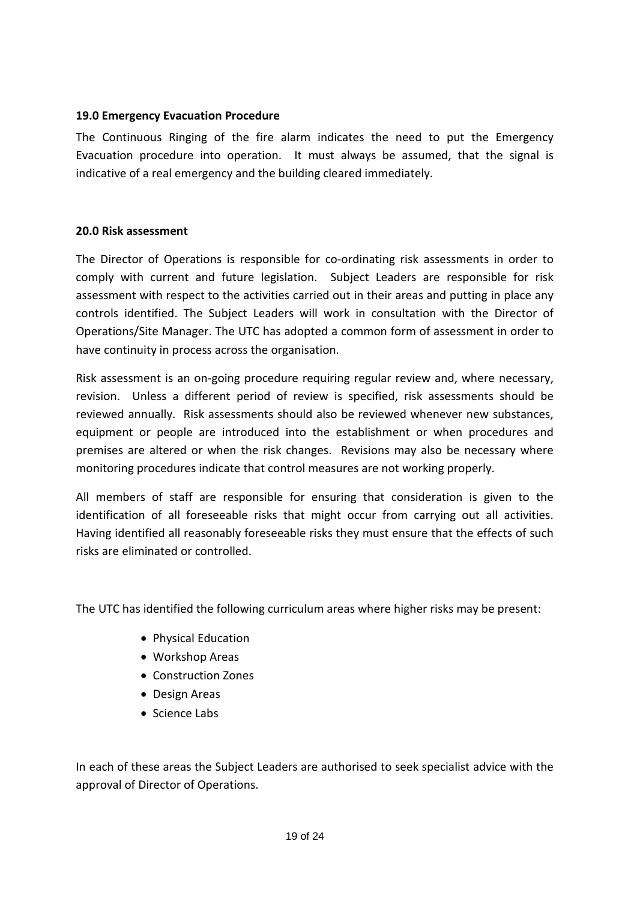**19.0 Emergency Evacuation Procedure**

The Continuous Ringing of the fire alarm indicates the need to put the Emergency Evacuation procedure into operation. It must always be assumed, that the signal is indicative of a real emergency and the building cleared immediately.

**20.0 Risk assessment**

The Director of Operations is responsible for co-ordinating risk assessments in order to comply with current and future legislation. Subject Leaders are responsible for risk assessment with respect to the activities carried out in their areas and putting in place any controls identified. The Subject Leaders will work in consultation with the Director of Operations/Site Manager. The UTC has adopted a common form of assessment in order to have continuity in process across the organisation.

Risk assessment is an on-going procedure requiring regular review and, where necessary, revision. Unless a different period of review is specified, risk assessments should be reviewed annually. Risk assessments should also be reviewed whenever new substances, equipment or people are introduced into the establishment or when procedures and premises are altered or when the risk changes. Revisions may also be necessary where monitoring procedures indicate that control measures are not working properly.

All members of staff are responsible for ensuring that consideration is given to the identification of all foreseeable risks that might occur from carrying out all activities. Having identified all reasonably foreseeable risks they must ensure that the effects of such risks are eliminated or controlled.

The UTC has identified the following curriculum areas where higher risks may be present:

- Physical Education
- Workshop Areas
- Construction Zones
- Design Areas
- Science Labs

In each of these areas the Subject Leaders are authorised to seek specialist advice with the approval of Director of Operations.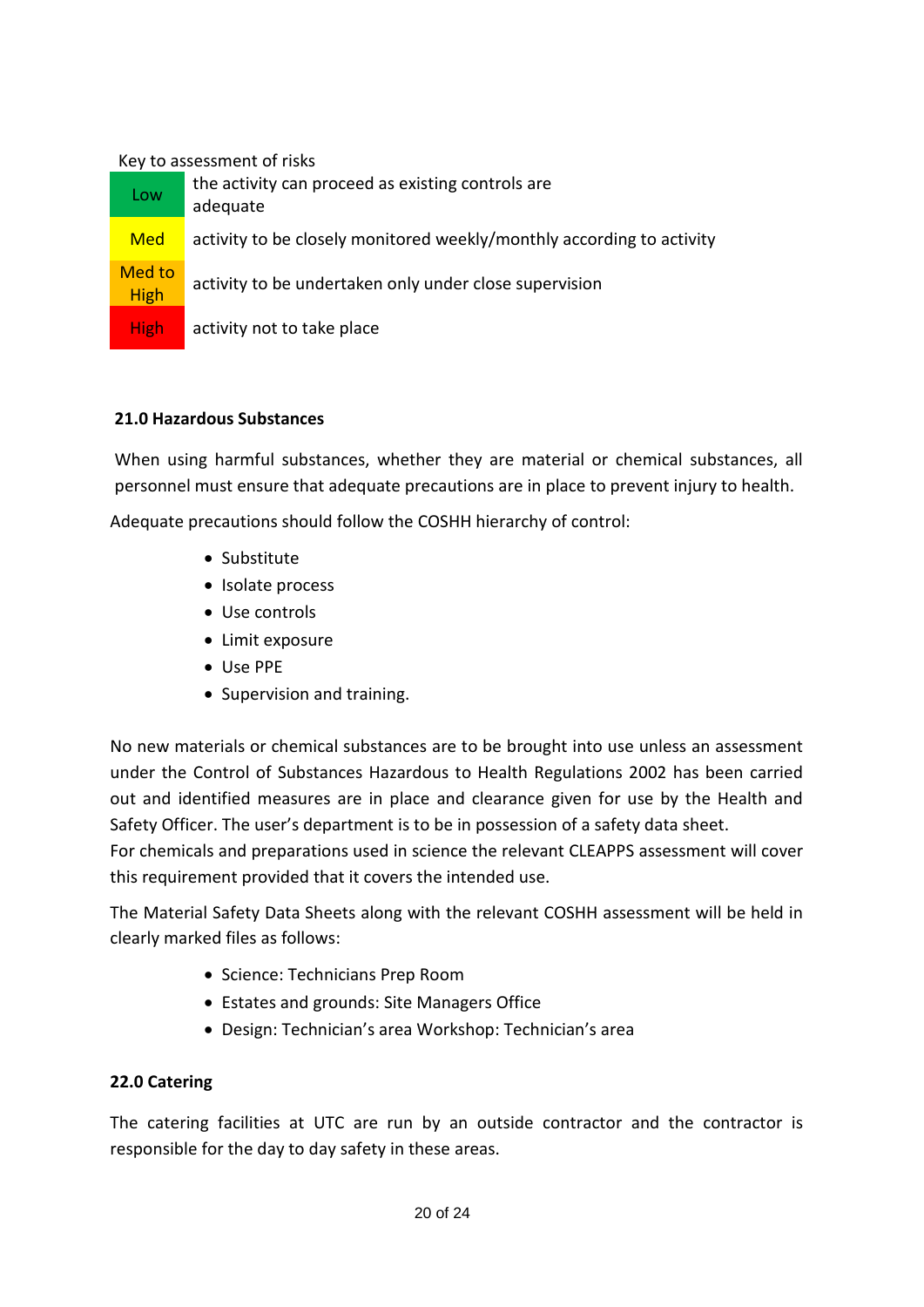Key to assessment of risks

| | |
|---|---|
| Low | the activity can proceed as existing controls are adequate |
| Med | activity to be closely monitored weekly/monthly according to activity |
| Med to High | activity to be undertaken only under close supervision |
| High | activity not to take place |

**21.0 Hazardous Substances**

When using harmful substances, whether they are material or chemical substances, all personnel must ensure that adequate precautions are in place to prevent injury to health.

Adequate precautions should follow the COSHH hierarchy of control:

- Substitute
- Isolate process
- Use controls
- Limit exposure
- Use PPE
- Supervision and training.

No new materials or chemical substances are to be brought into use unless an assessment under the Control of Substances Hazardous to Health Regulations 2002 has been carried out and identified measures are in place and clearance given for use by the Health and Safety Officer. The user's department is to be in possession of a safety data sheet.
For chemicals and preparations used in science the relevant CLEAPPS assessment will cover this requirement provided that it covers the intended use.

The Material Safety Data Sheets along with the relevant COSHH assessment will be held in clearly marked files as follows:

- Science: Technicians Prep Room
- Estates and grounds: Site Managers Office
- Design: Technician's area Workshop: Technician's area

**22.0 Catering**

The catering facilities at UTC are run by an outside contractor and the contractor is responsible for the day to day safety in these areas.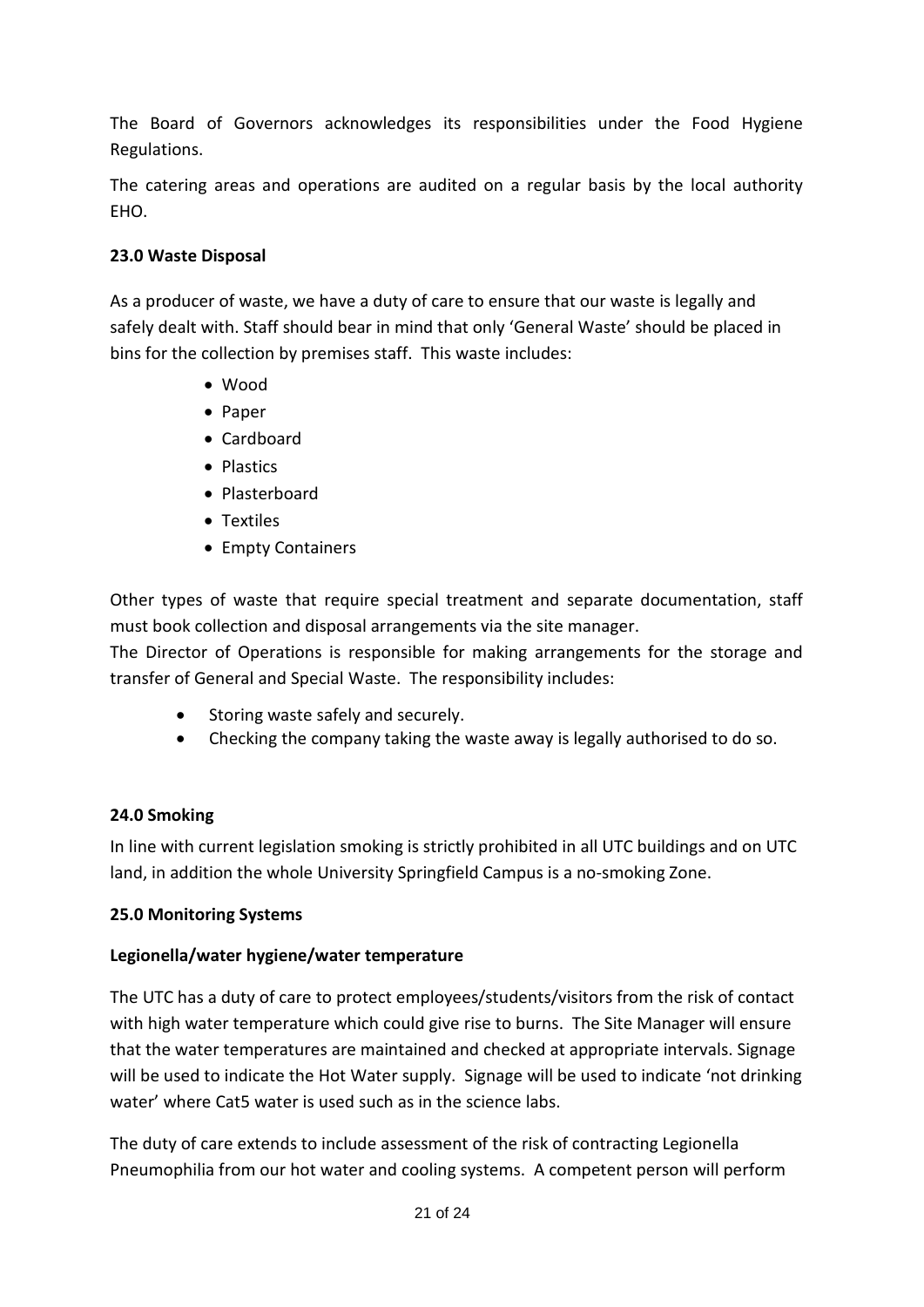The Board of Governors acknowledges its responsibilities under the Food Hygiene Regulations.

The catering areas and operations are audited on a regular basis by the local authority EHO.

**23.0 Waste Disposal**

As a producer of waste, we have a duty of care to ensure that our waste is legally and safely dealt with. Staff should bear in mind that only 'General Waste' should be placed in bins for the collection by premises staff. This waste includes:

- Wood
- Paper
- Cardboard
- Plastics
- Plasterboard
- Textiles
- Empty Containers

Other types of waste that require special treatment and separate documentation, staff must book collection and disposal arrangements via the site manager.
The Director of Operations is responsible for making arrangements for the storage and transfer of General and Special Waste. The responsibility includes:

- Storing waste safely and securely.
- Checking the company taking the waste away is legally authorised to do so.

**24.0 Smoking**

In line with current legislation smoking is strictly prohibited in all UTC buildings and on UTC land, in addition the whole University Springfield Campus is a no-smoking Zone.

**25.0 Monitoring Systems**

**Legionella/water hygiene/water temperature**

The UTC has a duty of care to protect employees/students/visitors from the risk of contact with high water temperature which could give rise to burns. The Site Manager will ensure that the water temperatures are maintained and checked at appropriate intervals. Signage will be used to indicate the Hot Water supply. Signage will be used to indicate 'not drinking water' where Cat5 water is used such as in the science labs.

The duty of care extends to include assessment of the risk of contracting Legionella Pneumophilia from our hot water and cooling systems. A competent person will perform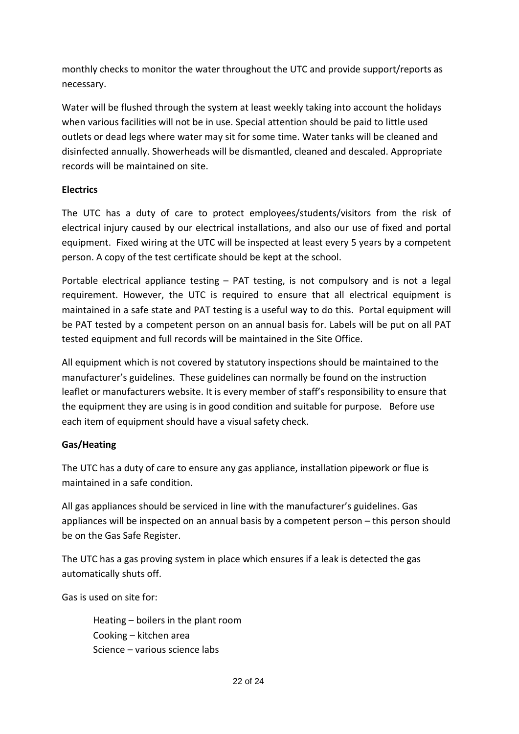monthly checks to monitor the water throughout the UTC and provide support/reports as necessary.

Water will be flushed through the system at least weekly taking into account the holidays when various facilities will not be in use. Special attention should be paid to little used outlets or dead legs where water may sit for some time. Water tanks will be cleaned and disinfected annually. Showerheads will be dismantled, cleaned and descaled. Appropriate records will be maintained on site.

**Electrics**

The UTC has a duty of care to protect employees/students/visitors from the risk of electrical injury caused by our electrical installations, and also our use of fixed and portal equipment. Fixed wiring at the UTC will be inspected at least every 5 years by a competent person. A copy of the test certificate should be kept at the school.

Portable electrical appliance testing – PAT testing, is not compulsory and is not a legal requirement. However, the UTC is required to ensure that all electrical equipment is maintained in a safe state and PAT testing is a useful way to do this. Portal equipment will be PAT tested by a competent person on an annual basis for. Labels will be put on all PAT tested equipment and full records will be maintained in the Site Office.

All equipment which is not covered by statutory inspections should be maintained to the manufacturer's guidelines. These guidelines can normally be found on the instruction leaflet or manufacturers website. It is every member of staff's responsibility to ensure that the equipment they are using is in good condition and suitable for purpose. Before use each item of equipment should have a visual safety check.

**Gas/Heating**

The UTC has a duty of care to ensure any gas appliance, installation pipework or flue is maintained in a safe condition.

All gas appliances should be serviced in line with the manufacturer's guidelines. Gas appliances will be inspected on an annual basis by a competent person – this person should be on the Gas Safe Register.

The UTC has a gas proving system in place which ensures if a leak is detected the gas automatically shuts off.

Gas is used on site for:

Heating – boilers in the plant room
Cooking – kitchen area
Science – various science labs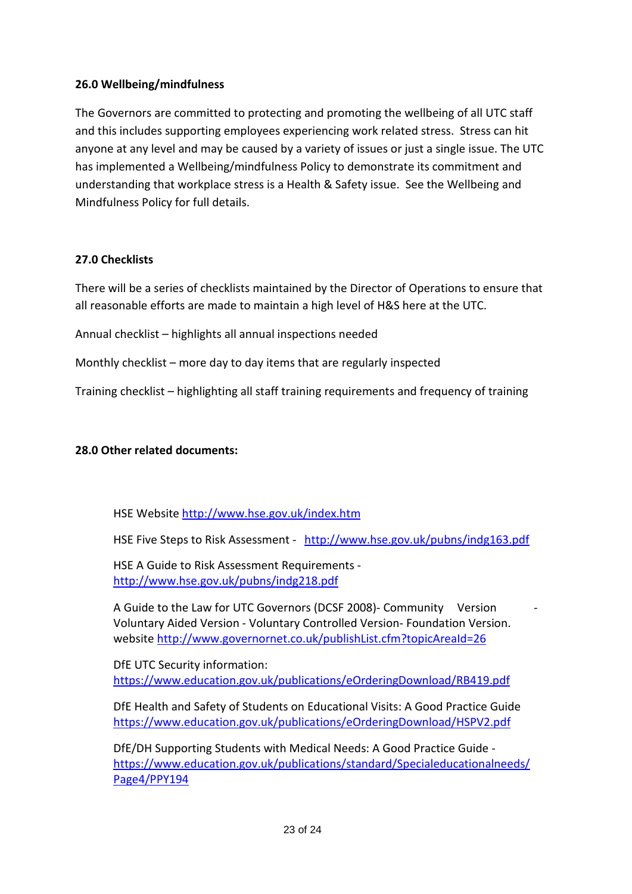**26.0 Wellbeing/mindfulness**

The Governors are committed to protecting and promoting the wellbeing of all UTC staff and this includes supporting employees experiencing work related stress. Stress can hit anyone at any level and may be caused by a variety of issues or just a single issue. The UTC has implemented a Wellbeing/mindfulness Policy to demonstrate its commitment and understanding that workplace stress is a Health & Safety issue. See the Wellbeing and Mindfulness Policy for full details.

**27.0 Checklists**

There will be a series of checklists maintained by the Director of Operations to ensure that all reasonable efforts are made to maintain a high level of H&S here at the UTC.

Annual checklist – highlights all annual inspections needed

Monthly checklist – more day to day items that are regularly inspected

Training checklist – highlighting all staff training requirements and frequency of training

**28.0 Other related documents:**

HSE Website http://www.hse.gov.uk/index.htm

HSE Five Steps to Risk Assessment - http://www.hse.gov.uk/pubns/indg163.pdf

HSE A Guide to Risk Assessment Requirements - http://www.hse.gov.uk/pubns/indg218.pdf

A Guide to the Law for UTC Governors (DCSF 2008)- Community Version - Voluntary Aided Version - Voluntary Controlled Version- Foundation Version. website http://www.governornet.co.uk/publishList.cfm?topicAreaId=26

DfE UTC Security information: https://www.education.gov.uk/publications/eOrderingDownload/RB419.pdf

DfE Health and Safety of Students on Educational Visits: A Good Practice Guide https://www.education.gov.uk/publications/eOrderingDownload/HSPV2.pdf

DfE/DH Supporting Students with Medical Needs: A Good Practice Guide - https://www.education.gov.uk/publications/standard/Specialeducationalneeds/Page4/PPY194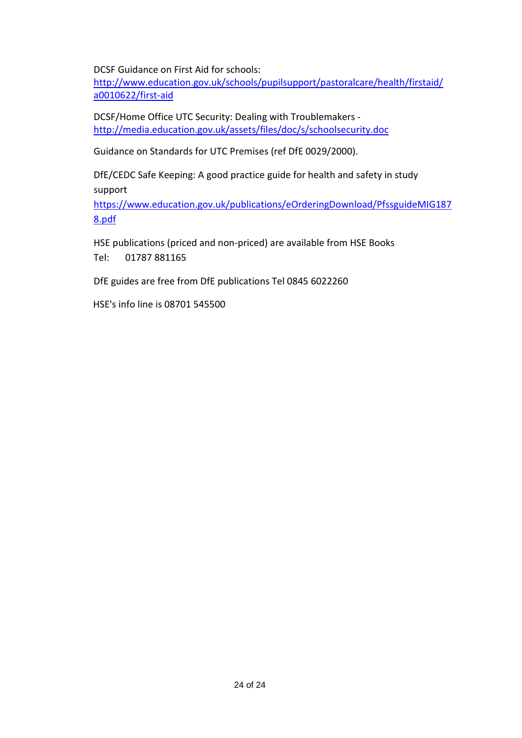DCSF Guidance on First Aid for schools:
http://www.education.gov.uk/schools/pupilsupport/pastoralcare/health/firstaid/a0010622/first-aid

DCSF/Home Office UTC Security: Dealing with Troublemakers - http://media.education.gov.uk/assets/files/doc/s/schoolsecurity.doc

Guidance on Standards for UTC Premises (ref DfE 0029/2000).

DfE/CEDC Safe Keeping: A good practice guide for health and safety in study support
https://www.education.gov.uk/publications/eOrderingDownload/PfssguideMIG1878.pdf

HSE publications (priced and non-priced) are available from HSE Books
Tel: 01787 881165

DfE guides are free from DfE publications Tel 0845 6022260

HSE's info line is 08701 545500